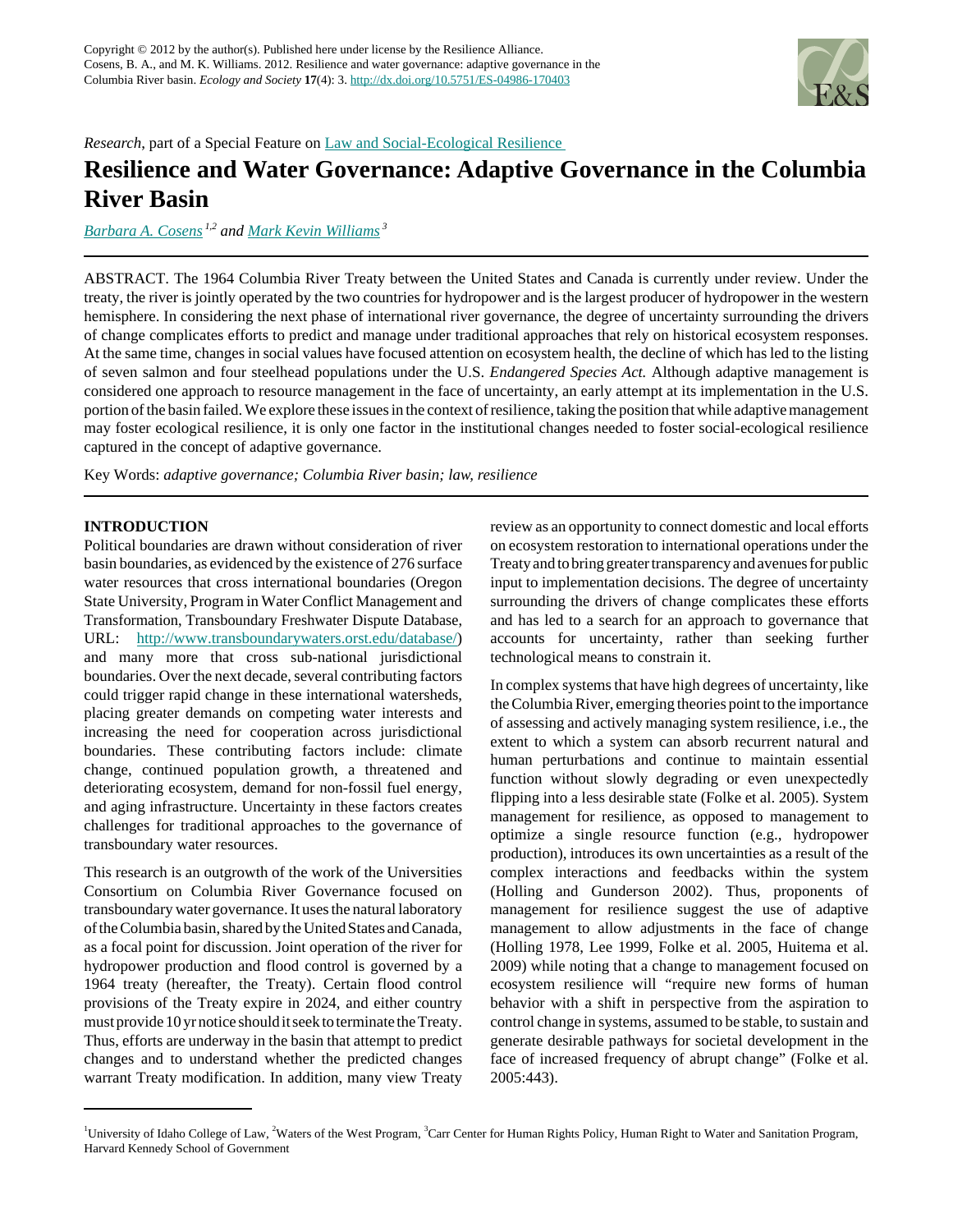Research, part of a Special Feature on Law and Social-Ecological Resilience

# Resilience and Water Governance: Adaptive Governance in the Columbia River Basin

*Barbara A. Cosens*[1,2] *and Mark Kevin Williams*[3]

ABSTRACT. The 1964 Columbia River Treaty between the United States and Canada is currently under review. Under the treaty, the river is jointly operated by the two countries for hydropower and is the largest producer of hydropower in the western hemisphere. In considering the next phase of international river governance, the degree of uncertainty surrounding the drivers of change complicates efforts to predict and manage under traditional approaches that rely on historical ecosystem responses. At the same time, changes in social values have focused attention on ecosystem health, the decline of which has led to the listing of seven salmon and four steelhead populations under the U.S. *Endangered Species Act.* Although adaptive management is considered one approach to resource management in the face of uncertainty, an early attempt at its implementation in the U.S. portion of the basin failed. We explore these issues in the context of resilience, taking the position that while adaptive management may foster ecological resilience, it is only one factor in the institutional changes needed to foster social-ecological resilience captured in the concept of adaptive governance.

Key Words: *adaptive governance; Columbia River basin; law, resilience*

## INTRODUCTION

Political boundaries are drawn without consideration of river basin boundaries, as evidenced by the existence of 276 surface water resources that cross international boundaries (Oregon State University, Program in Water Conflict Management and Transformation, Transboundary Freshwater Dispute Database, URL: http://www.transboundarywaters.orst.edu/database/) and many more that cross sub-national jurisdictional boundaries. Over the next decade, several contributing factors could trigger rapid change in these international watersheds, placing greater demands on competing water interests and increasing the need for cooperation across jurisdictional boundaries. These contributing factors include: climate change, continued population growth, a threatened and deteriorating ecosystem, demand for non-fossil fuel energy, and aging infrastructure. Uncertainty in these factors creates challenges for traditional approaches to the governance of transboundary water resources.

This research is an outgrowth of the work of the Universities Consortium on Columbia River Governance focused on transboundary water governance. It uses the natural laboratory of the Columbia basin, shared by the United States and Canada, as a focal point for discussion. Joint operation of the river for hydropower production and flood control is governed by a 1964 treaty (hereafter, the Treaty). Certain flood control provisions of the Treaty expire in 2024, and either country must provide 10 yr notice should it seek to terminate the Treaty. Thus, efforts are underway in the basin that attempt to predict changes and to understand whether the predicted changes warrant Treaty modification. In addition, many view Treaty review as an opportunity to connect domestic and local efforts on ecosystem restoration to international operations under the Treaty and to bring greater transparency and avenues for public input to implementation decisions. The degree of uncertainty surrounding the drivers of change complicates these efforts and has led to a search for an approach to governance that accounts for uncertainty, rather than seeking further technological means to constrain it.

In complex systems that have high degrees of uncertainty, like the Columbia River, emerging theories point to the importance of assessing and actively managing system resilience, i.e., the extent to which a system can absorb recurrent natural and human perturbations and continue to maintain essential function without slowly degrading or even unexpectedly flipping into a less desirable state (Folke et al. 2005). System management for resilience, as opposed to management to optimize a single resource function (e.g., hydropower production), introduces its own uncertainties as a result of the complex interactions and feedbacks within the system (Holling and Gunderson 2002). Thus, proponents of management for resilience suggest the use of adaptive management to allow adjustments in the face of change (Holling 1978, Lee 1999, Folke et al. 2005, Huitema et al. 2009) while noting that a change to management focused on ecosystem resilience will "require new forms of human behavior with a shift in perspective from the aspiration to control change in systems, assumed to be stable, to sustain and generate desirable pathways for societal development in the face of increased frequency of abrupt change" (Folke et al. 2005:443).

[1]University of Idaho College of Law, [2]Waters of the West Program, [3]Carr Center for Human Rights Policy, Human Right to Water and Sanitation Program, Harvard Kennedy School of Government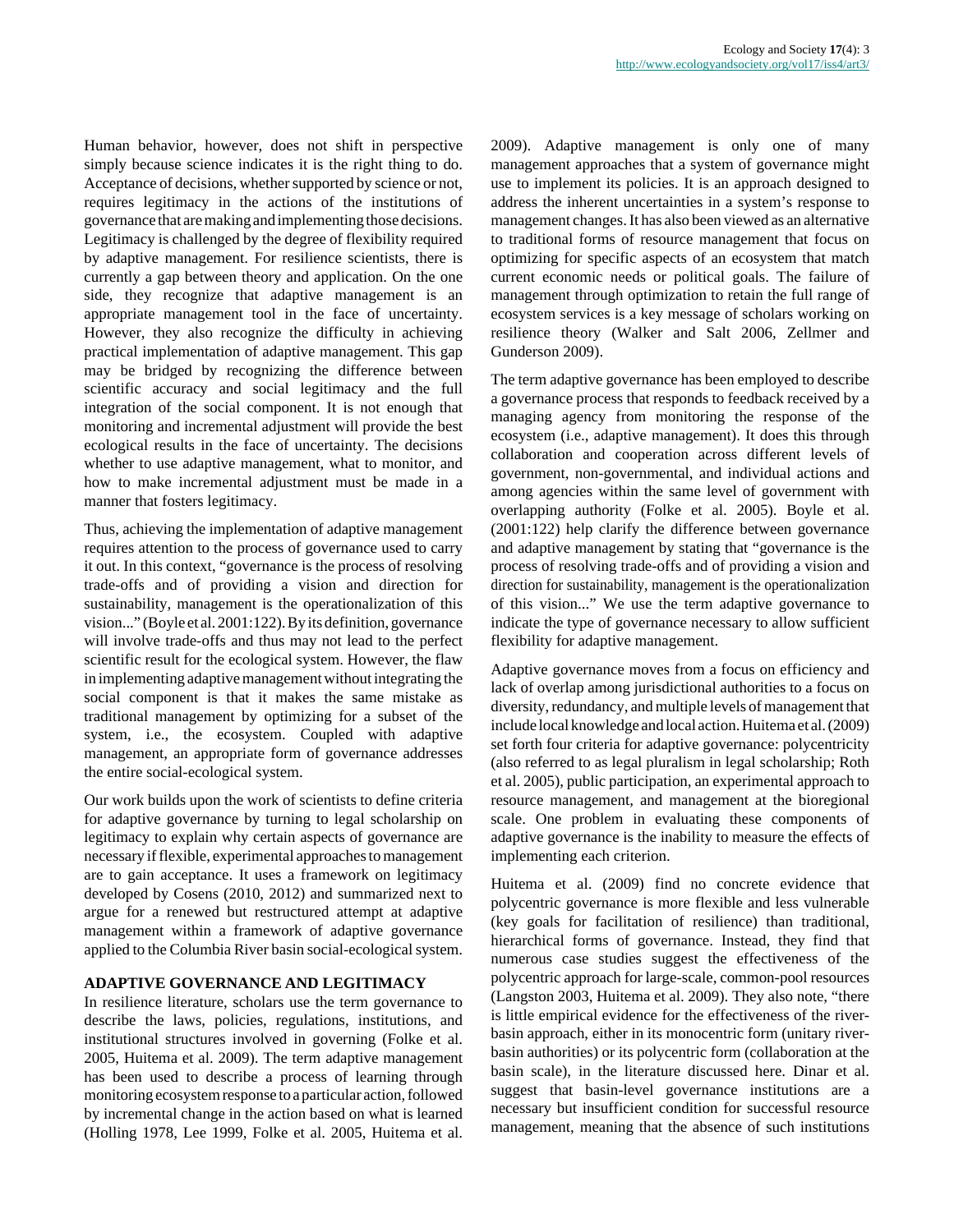Human behavior, however, does not shift in perspective simply because science indicates it is the right thing to do. Acceptance of decisions, whether supported by science or not, requires legitimacy in the actions of the institutions of governance that are making and implementing those decisions. Legitimacy is challenged by the degree of flexibility required by adaptive management. For resilience scientists, there is currently a gap between theory and application. On the one side, they recognize that adaptive management is an appropriate management tool in the face of uncertainty. However, they also recognize the difficulty in achieving practical implementation of adaptive management. This gap may be bridged by recognizing the difference between scientific accuracy and social legitimacy and the full integration of the social component. It is not enough that monitoring and incremental adjustment will provide the best ecological results in the face of uncertainty. The decisions whether to use adaptive management, what to monitor, and how to make incremental adjustment must be made in a manner that fosters legitimacy.

Thus, achieving the implementation of adaptive management requires attention to the process of governance used to carry it out. In this context, "governance is the process of resolving trade-offs and of providing a vision and direction for sustainability, management is the operationalization of this vision..." (Boyle et al. 2001:122). By its definition, governance will involve trade-offs and thus may not lead to the perfect scientific result for the ecological system. However, the flaw in implementing adaptive management without integrating the social component is that it makes the same mistake as traditional management by optimizing for a subset of the system, i.e., the ecosystem. Coupled with adaptive management, an appropriate form of governance addresses the entire social-ecological system.

Our work builds upon the work of scientists to define criteria for adaptive governance by turning to legal scholarship on legitimacy to explain why certain aspects of governance are necessary if flexible, experimental approaches to management are to gain acceptance. It uses a framework on legitimacy developed by Cosens (2010, 2012) and summarized next to argue for a renewed but restructured attempt at adaptive management within a framework of adaptive governance applied to the Columbia River basin social-ecological system.

## ADAPTIVE GOVERNANCE AND LEGITIMACY

In resilience literature, scholars use the term governance to describe the laws, policies, regulations, institutions, and institutional structures involved in governing (Folke et al. 2005, Huitema et al. 2009). The term adaptive management has been used to describe a process of learning through monitoring ecosystem response to a particular action, followed by incremental change in the action based on what is learned (Holling 1978, Lee 1999, Folke et al. 2005, Huitema et al. 2009). Adaptive management is only one of many management approaches that a system of governance might use to implement its policies. It is an approach designed to address the inherent uncertainties in a system's response to management changes. It has also been viewed as an alternative to traditional forms of resource management that focus on optimizing for specific aspects of an ecosystem that match current economic needs or political goals. The failure of management through optimization to retain the full range of ecosystem services is a key message of scholars working on resilience theory (Walker and Salt 2006, Zellmer and Gunderson 2009).

The term adaptive governance has been employed to describe a governance process that responds to feedback received by a managing agency from monitoring the response of the ecosystem (i.e., adaptive management). It does this through collaboration and cooperation across different levels of government, non-governmental, and individual actions and among agencies within the same level of government with overlapping authority (Folke et al. 2005). Boyle et al. (2001:122) help clarify the difference between governance and adaptive management by stating that "governance is the process of resolving trade-offs and of providing a vision and direction for sustainability, management is the operationalization of this vision..." We use the term adaptive governance to indicate the type of governance necessary to allow sufficient flexibility for adaptive management.

Adaptive governance moves from a focus on efficiency and lack of overlap among jurisdictional authorities to a focus on diversity, redundancy, and multiple levels of management that include local knowledge and local action. Huitema et al. (2009) set forth four criteria for adaptive governance: polycentricity (also referred to as legal pluralism in legal scholarship; Roth et al. 2005), public participation, an experimental approach to resource management, and management at the bioregional scale. One problem in evaluating these components of adaptive governance is the inability to measure the effects of implementing each criterion.

Huitema et al. (2009) find no concrete evidence that polycentric governance is more flexible and less vulnerable (key goals for facilitation of resilience) than traditional, hierarchical forms of governance. Instead, they find that numerous case studies suggest the effectiveness of the polycentric approach for large-scale, common-pool resources (Langston 2003, Huitema et al. 2009). They also note, "there is little empirical evidence for the effectiveness of the river-basin approach, either in its monocentric form (unitary river-basin authorities) or its polycentric form (collaboration at the basin scale), in the literature discussed here. Dinar et al. suggest that basin-level governance institutions are a necessary but insufficient condition for successful resource management, meaning that the absence of such institutions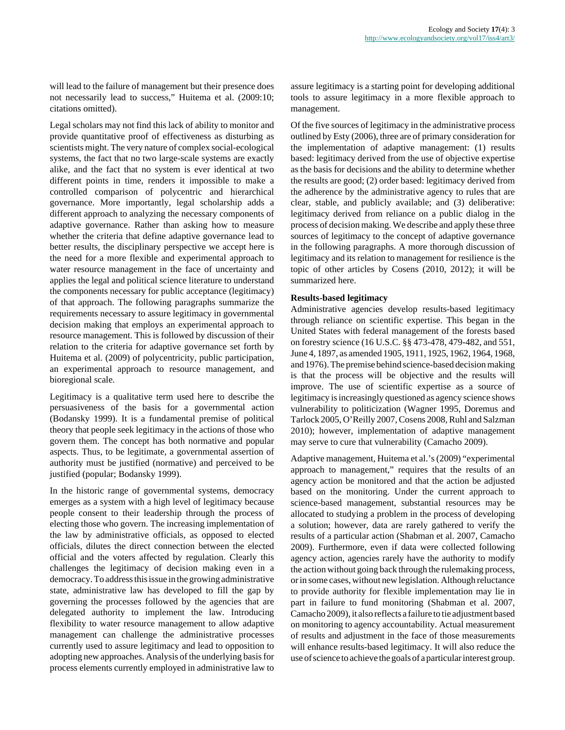will lead to the failure of management but their presence does not necessarily lead to success," Huitema et al. (2009:10; citations omitted).

Legal scholars may not find this lack of ability to monitor and provide quantitative proof of effectiveness as disturbing as scientists might. The very nature of complex social-ecological systems, the fact that no two large-scale systems are exactly alike, and the fact that no system is ever identical at two different points in time, renders it impossible to make a controlled comparison of polycentric and hierarchical governance. More importantly, legal scholarship adds a different approach to analyzing the necessary components of adaptive governance. Rather than asking how to measure whether the criteria that define adaptive governance lead to better results, the disciplinary perspective we accept here is the need for a more flexible and experimental approach to water resource management in the face of uncertainty and applies the legal and political science literature to understand the components necessary for public acceptance (legitimacy) of that approach. The following paragraphs summarize the requirements necessary to assure legitimacy in governmental decision making that employs an experimental approach to resource management. This is followed by discussion of their relation to the criteria for adaptive governance set forth by Huitema et al. (2009) of polycentricity, public participation, an experimental approach to resource management, and bioregional scale.

Legitimacy is a qualitative term used here to describe the persuasiveness of the basis for a governmental action (Bodansky 1999). It is a fundamental premise of political theory that people seek legitimacy in the actions of those who govern them. The concept has both normative and popular aspects. Thus, to be legitimate, a governmental assertion of authority must be justified (normative) and perceived to be justified (popular; Bodansky 1999).

In the historic range of governmental systems, democracy emerges as a system with a high level of legitimacy because people consent to their leadership through the process of electing those who govern. The increasing implementation of the law by administrative officials, as opposed to elected officials, dilutes the direct connection between the elected official and the voters affected by regulation. Clearly this challenges the legitimacy of decision making even in a democracy. To address this issue in the growing administrative state, administrative law has developed to fill the gap by governing the processes followed by the agencies that are delegated authority to implement the law. Introducing flexibility to water resource management to allow adaptive management can challenge the administrative processes currently used to assure legitimacy and lead to opposition to adopting new approaches. Analysis of the underlying basis for process elements currently employed in administrative law to assure legitimacy is a starting point for developing additional tools to assure legitimacy in a more flexible approach to management.

Of the five sources of legitimacy in the administrative process outlined by Esty (2006), three are of primary consideration for the implementation of adaptive management: (1) results based: legitimacy derived from the use of objective expertise as the basis for decisions and the ability to determine whether the results are good; (2) order based: legitimacy derived from the adherence by the administrative agency to rules that are clear, stable, and publicly available; and (3) deliberative: legitimacy derived from reliance on a public dialog in the process of decision making. We describe and apply these three sources of legitimacy to the concept of adaptive governance in the following paragraphs. A more thorough discussion of legitimacy and its relation to management for resilience is the topic of other articles by Cosens (2010, 2012); it will be summarized here.

### Results-based legitimacy

Administrative agencies develop results-based legitimacy through reliance on scientific expertise. This began in the United States with federal management of the forests based on forestry science (16 U.S.C. §§ 473-478, 479-482, and 551, June 4, 1897, as amended 1905, 1911, 1925, 1962, 1964, 1968, and 1976). The premise behind science-based decision making is that the process will be objective and the results will improve. The use of scientific expertise as a source of legitimacy is increasingly questioned as agency science shows vulnerability to politicization (Wagner 1995, Doremus and Tarlock 2005, O'Reilly 2007, Cosens 2008, Ruhl and Salzman 2010); however, implementation of adaptive management may serve to cure that vulnerability (Camacho 2009).

Adaptive management, Huitema et al.'s (2009) "experimental approach to management," requires that the results of an agency action be monitored and that the action be adjusted based on the monitoring. Under the current approach to science-based management, substantial resources may be allocated to studying a problem in the process of developing a solution; however, data are rarely gathered to verify the results of a particular action (Shabman et al. 2007, Camacho 2009). Furthermore, even if data were collected following agency action, agencies rarely have the authority to modify the action without going back through the rulemaking process, or in some cases, without new legislation. Although reluctance to provide authority for flexible implementation may lie in part in failure to fund monitoring (Shabman et al. 2007, Camacho 2009), it also reflects a failure to tie adjustment based on monitoring to agency accountability. Actual measurement of results and adjustment in the face of those measurements will enhance results-based legitimacy. It will also reduce the use of science to achieve the goals of a particular interest group.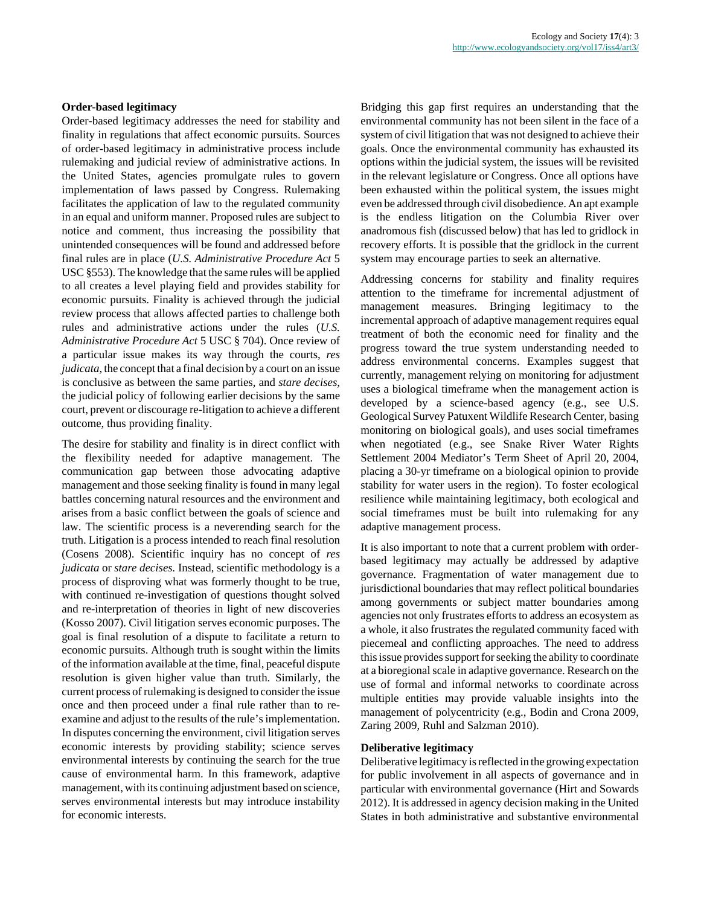### Order-based legitimacy

Order-based legitimacy addresses the need for stability and finality in regulations that affect economic pursuits. Sources of order-based legitimacy in administrative process include rulemaking and judicial review of administrative actions. In the United States, agencies promulgate rules to govern implementation of laws passed by Congress. Rulemaking facilitates the application of law to the regulated community in an equal and uniform manner. Proposed rules are subject to notice and comment, thus increasing the possibility that unintended consequences will be found and addressed before final rules are in place (*U.S. Administrative Procedure Act* 5 USC §553). The knowledge that the same rules will be applied to all creates a level playing field and provides stability for economic pursuits. Finality is achieved through the judicial review process that allows affected parties to challenge both rules and administrative actions under the rules (*U.S. Administrative Procedure Act* 5 USC § 704). Once review of a particular issue makes its way through the courts, *res judicata*, the concept that a final decision by a court on an issue is conclusive as between the same parties, and *stare decises*, the judicial policy of following earlier decisions by the same court, prevent or discourage re-litigation to achieve a different outcome, thus providing finality.

The desire for stability and finality is in direct conflict with the flexibility needed for adaptive management. The communication gap between those advocating adaptive management and those seeking finality is found in many legal battles concerning natural resources and the environment and arises from a basic conflict between the goals of science and law. The scientific process is a neverending search for the truth. Litigation is a process intended to reach final resolution (Cosens 2008). Scientific inquiry has no concept of *res judicata* or *stare decises*. Instead, scientific methodology is a process of disproving what was formerly thought to be true, with continued re-investigation of questions thought solved and re-interpretation of theories in light of new discoveries (Kosso 2007). Civil litigation serves economic purposes. The goal is final resolution of a dispute to facilitate a return to economic pursuits. Although truth is sought within the limits of the information available at the time, final, peaceful dispute resolution is given higher value than truth. Similarly, the current process of rulemaking is designed to consider the issue once and then proceed under a final rule rather than to re-examine and adjust to the results of the rule's implementation. In disputes concerning the environment, civil litigation serves economic interests by providing stability; science serves environmental interests by continuing the search for the true cause of environmental harm. In this framework, adaptive management, with its continuing adjustment based on science, serves environmental interests but may introduce instability for economic interests.

Bridging this gap first requires an understanding that the environmental community has not been silent in the face of a system of civil litigation that was not designed to achieve their goals. Once the environmental community has exhausted its options within the judicial system, the issues will be revisited in the relevant legislature or Congress. Once all options have been exhausted within the political system, the issues might even be addressed through civil disobedience. An apt example is the endless litigation on the Columbia River over anadromous fish (discussed below) that has led to gridlock in recovery efforts. It is possible that the gridlock in the current system may encourage parties to seek an alternative.

Addressing concerns for stability and finality requires attention to the timeframe for incremental adjustment of management measures. Bringing legitimacy to the incremental approach of adaptive management requires equal treatment of both the economic need for finality and the progress toward the true system understanding needed to address environmental concerns. Examples suggest that currently, management relying on monitoring for adjustment uses a biological timeframe when the management action is developed by a science-based agency (e.g., see U.S. Geological Survey Patuxent Wildlife Research Center, basing monitoring on biological goals), and uses social timeframes when negotiated (e.g., see Snake River Water Rights Settlement 2004 Mediator's Term Sheet of April 20, 2004, placing a 30-yr timeframe on a biological opinion to provide stability for water users in the region). To foster ecological resilience while maintaining legitimacy, both ecological and social timeframes must be built into rulemaking for any adaptive management process.

It is also important to note that a current problem with order-based legitimacy may actually be addressed by adaptive governance. Fragmentation of water management due to jurisdictional boundaries that may reflect political boundaries among governments or subject matter boundaries among agencies not only frustrates efforts to address an ecosystem as a whole, it also frustrates the regulated community faced with piecemeal and conflicting approaches. The need to address this issue provides support for seeking the ability to coordinate at a bioregional scale in adaptive governance. Research on the use of formal and informal networks to coordinate across multiple entities may provide valuable insights into the management of polycentricity (e.g., Bodin and Crona 2009, Zaring 2009, Ruhl and Salzman 2010).

### Deliberative legitimacy

Deliberative legitimacy is reflected in the growing expectation for public involvement in all aspects of governance and in particular with environmental governance (Hirt and Sowards 2012). It is addressed in agency decision making in the United States in both administrative and substantive environmental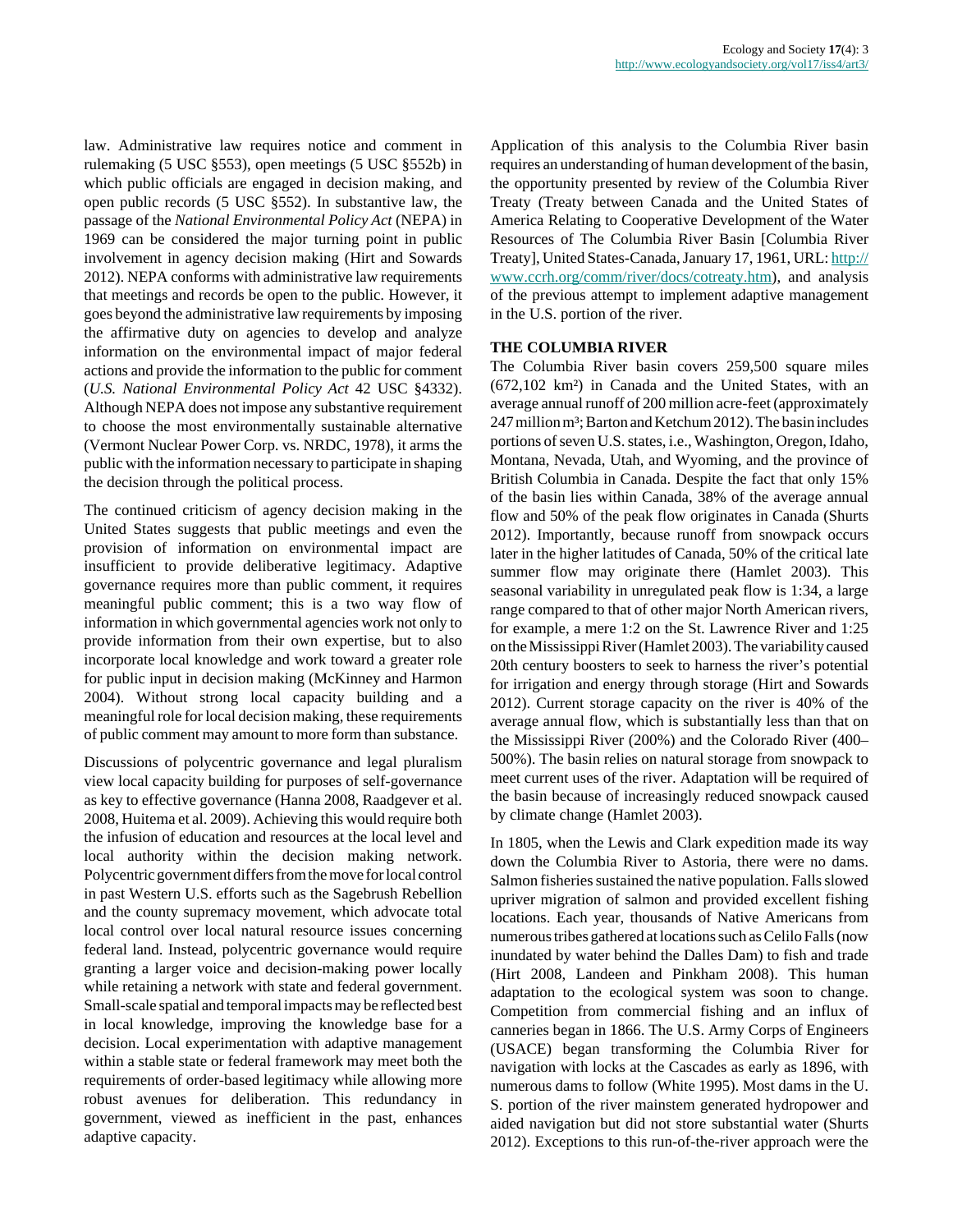law. Administrative law requires notice and comment in rulemaking (5 USC §553), open meetings (5 USC §552b) in which public officials are engaged in decision making, and open public records (5 USC §552). In substantive law, the passage of the *National Environmental Policy Act* (NEPA) in 1969 can be considered the major turning point in public involvement in agency decision making (Hirt and Sowards 2012). NEPA conforms with administrative law requirements that meetings and records be open to the public. However, it goes beyond the administrative law requirements by imposing the affirmative duty on agencies to develop and analyze information on the environmental impact of major federal actions and provide the information to the public for comment (*U.S. National Environmental Policy Act* 42 USC §4332). Although NEPA does not impose any substantive requirement to choose the most environmentally sustainable alternative (Vermont Nuclear Power Corp. vs. NRDC, 1978), it arms the public with the information necessary to participate in shaping the decision through the political process.

The continued criticism of agency decision making in the United States suggests that public meetings and even the provision of information on environmental impact are insufficient to provide deliberative legitimacy. Adaptive governance requires more than public comment, it requires meaningful public comment; this is a two way flow of information in which governmental agencies work not only to provide information from their own expertise, but to also incorporate local knowledge and work toward a greater role for public input in decision making (McKinney and Harmon 2004). Without strong local capacity building and a meaningful role for local decision making, these requirements of public comment may amount to more form than substance.

Discussions of polycentric governance and legal pluralism view local capacity building for purposes of self-governance as key to effective governance (Hanna 2008, Raadgever et al. 2008, Huitema et al. 2009). Achieving this would require both the infusion of education and resources at the local level and local authority within the decision making network. Polycentric government differs from the move for local control in past Western U.S. efforts such as the Sagebrush Rebellion and the county supremacy movement, which advocate total local control over local natural resource issues concerning federal land. Instead, polycentric governance would require granting a larger voice and decision-making power locally while retaining a network with state and federal government. Small-scale spatial and temporal impacts may be reflected best in local knowledge, improving the knowledge base for a decision. Local experimentation with adaptive management within a stable state or federal framework may meet both the requirements of order-based legitimacy while allowing more robust avenues for deliberation. This redundancy in government, viewed as inefficient in the past, enhances adaptive capacity.

Application of this analysis to the Columbia River basin requires an understanding of human development of the basin, the opportunity presented by review of the Columbia River Treaty (Treaty between Canada and the United States of America Relating to Cooperative Development of the Water Resources of The Columbia River Basin [Columbia River Treaty], United States-Canada, January 17, 1961, URL: http://www.ccrh.org/comm/river/docs/cotreaty.htm), and analysis of the previous attempt to implement adaptive management in the U.S. portion of the river.

## THE COLUMBIA RIVER

The Columbia River basin covers 259,500 square miles (672,102 km²) in Canada and the United States, with an average annual runoff of 200 million acre-feet (approximately 247 million m³; Barton and Ketchum 2012). The basin includes portions of seven U.S. states, i.e., Washington, Oregon, Idaho, Montana, Nevada, Utah, and Wyoming, and the province of British Columbia in Canada. Despite the fact that only 15% of the basin lies within Canada, 38% of the average annual flow and 50% of the peak flow originates in Canada (Shurts 2012). Importantly, because runoff from snowpack occurs later in the higher latitudes of Canada, 50% of the critical late summer flow may originate there (Hamlet 2003). This seasonal variability in unregulated peak flow is 1:34, a large range compared to that of other major North American rivers, for example, a mere 1:2 on the St. Lawrence River and 1:25 on the Mississippi River (Hamlet 2003). The variability caused 20th century boosters to seek to harness the river's potential for irrigation and energy through storage (Hirt and Sowards 2012). Current storage capacity on the river is 40% of the average annual flow, which is substantially less than that on the Mississippi River (200%) and the Colorado River (400–500%). The basin relies on natural storage from snowpack to meet current uses of the river. Adaptation will be required of the basin because of increasingly reduced snowpack caused by climate change (Hamlet 2003).

In 1805, when the Lewis and Clark expedition made its way down the Columbia River to Astoria, there were no dams. Salmon fisheries sustained the native population. Falls slowed upriver migration of salmon and provided excellent fishing locations. Each year, thousands of Native Americans from numerous tribes gathered at locations such as Celilo Falls (now inundated by water behind the Dalles Dam) to fish and trade (Hirt 2008, Landeen and Pinkham 2008). This human adaptation to the ecological system was soon to change. Competition from commercial fishing and an influx of canneries began in 1866. The U.S. Army Corps of Engineers (USACE) began transforming the Columbia River for navigation with locks at the Cascades as early as 1896, with numerous dams to follow (White 1995). Most dams in the U. S. portion of the river mainstem generated hydropower and aided navigation but did not store substantial water (Shurts 2012). Exceptions to this run-of-the-river approach were the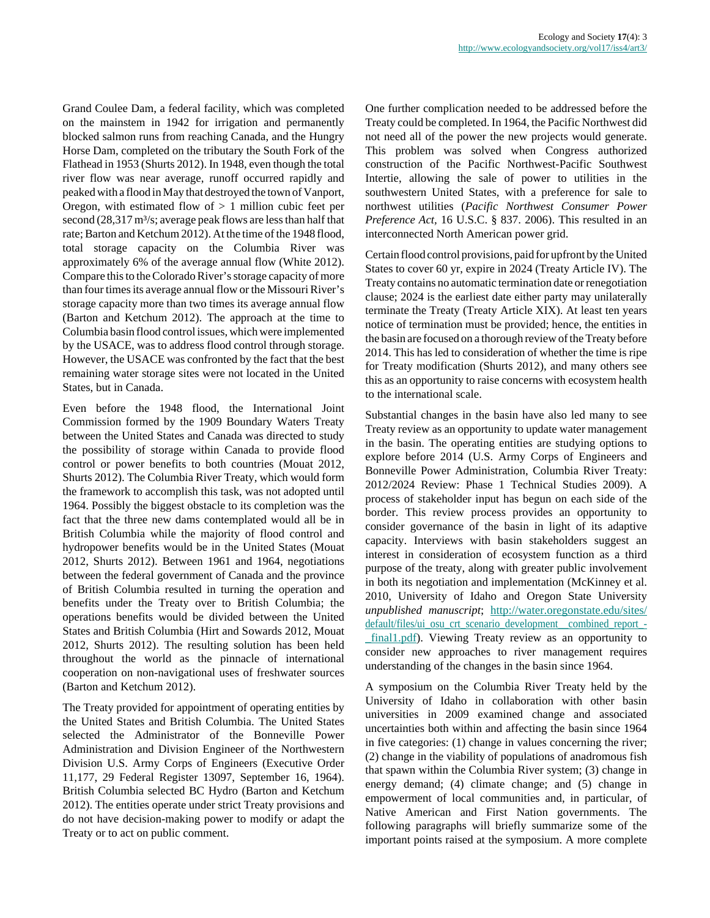Grand Coulee Dam, a federal facility, which was completed on the mainstem in 1942 for irrigation and permanently blocked salmon runs from reaching Canada, and the Hungry Horse Dam, completed on the tributary the South Fork of the Flathead in 1953 (Shurts 2012). In 1948, even though the total river flow was near average, runoff occurred rapidly and peaked with a flood in May that destroyed the town of Vanport, Oregon, with estimated flow of > 1 million cubic feet per second (28,317 $m^3/s$; average peak flows are less than half that rate; Barton and Ketchum 2012). At the time of the 1948 flood, total storage capacity on the Columbia River was approximately 6% of the average annual flow (White 2012). Compare this to the Colorado River's storage capacity of more than four times its average annual flow or the Missouri River's storage capacity more than two times its average annual flow (Barton and Ketchum 2012). The approach at the time to Columbia basin flood control issues, which were implemented by the USACE, was to address flood control through storage. However, the USACE was confronted by the fact that the best remaining water storage sites were not located in the United States, but in Canada.

Even before the 1948 flood, the International Joint Commission formed by the 1909 Boundary Waters Treaty between the United States and Canada was directed to study the possibility of storage within Canada to provide flood control or power benefits to both countries (Mouat 2012, Shurts 2012). The Columbia River Treaty, which would form the framework to accomplish this task, was not adopted until 1964. Possibly the biggest obstacle to its completion was the fact that the three new dams contemplated would all be in British Columbia while the majority of flood control and hydropower benefits would be in the United States (Mouat 2012, Shurts 2012). Between 1961 and 1964, negotiations between the federal government of Canada and the province of British Columbia resulted in turning the operation and benefits under the Treaty over to British Columbia; the operations benefits would be divided between the United States and British Columbia (Hirt and Sowards 2012, Mouat 2012, Shurts 2012). The resulting solution has been held throughout the world as the pinnacle of international cooperation on non-navigational uses of freshwater sources (Barton and Ketchum 2012).

The Treaty provided for appointment of operating entities by the United States and British Columbia. The United States selected the Administrator of the Bonneville Power Administration and Division Engineer of the Northwestern Division U.S. Army Corps of Engineers (Executive Order 11,177, 29 Federal Register 13097, September 16, 1964). British Columbia selected BC Hydro (Barton and Ketchum 2012). The entities operate under strict Treaty provisions and do not have decision-making power to modify or adapt the Treaty or to act on public comment.

One further complication needed to be addressed before the Treaty could be completed. In 1964, the Pacific Northwest did not need all of the power the new projects would generate. This problem was solved when Congress authorized construction of the Pacific Northwest-Pacific Southwest Intertie, allowing the sale of power to utilities in the southwestern United States, with a preference for sale to northwest utilities (*Pacific Northwest Consumer Power Preference Act*, 16 U.S.C. § 837. 2006). This resulted in an interconnected North American power grid.

Certain flood control provisions, paid for upfront by the United States to cover 60 yr, expire in 2024 (Treaty Article IV). The Treaty contains no automatic termination date or renegotiation clause; 2024 is the earliest date either party may unilaterally terminate the Treaty (Treaty Article XIX). At least ten years notice of termination must be provided; hence, the entities in the basin are focused on a thorough review of the Treaty before 2014. This has led to consideration of whether the time is ripe for Treaty modification (Shurts 2012), and many others see this as an opportunity to raise concerns with ecosystem health to the international scale.

Substantial changes in the basin have also led many to see Treaty review as an opportunity to update water management in the basin. The operating entities are studying options to explore before 2014 (U.S. Army Corps of Engineers and Bonneville Power Administration, Columbia River Treaty: 2012/2024 Review: Phase 1 Technical Studies 2009). A process of stakeholder input has begun on each side of the border. This review process provides an opportunity to consider governance of the basin in light of its adaptive capacity. Interviews with basin stakeholders suggest an interest in consideration of ecosystem function as a third purpose of the treaty, along with greater public involvement in both its negotiation and implementation (McKinney et al. 2010, University of Idaho and Oregon State University *unpublished manuscript*; http://water.oregonstate.edu/sites/default/files/ui_osu_crt_scenario_development__combined_report_-_final1.pdf). Viewing Treaty review as an opportunity to consider new approaches to river management requires understanding of the changes in the basin since 1964.

A symposium on the Columbia River Treaty held by the University of Idaho in collaboration with other basin universities in 2009 examined change and associated uncertainties both within and affecting the basin since 1964 in five categories: (1) change in values concerning the river; (2) change in the viability of populations of anadromous fish that spawn within the Columbia River system; (3) change in energy demand; (4) climate change; and (5) change in empowerment of local communities and, in particular, of Native American and First Nation governments. The following paragraphs will briefly summarize some of the important points raised at the symposium. A more complete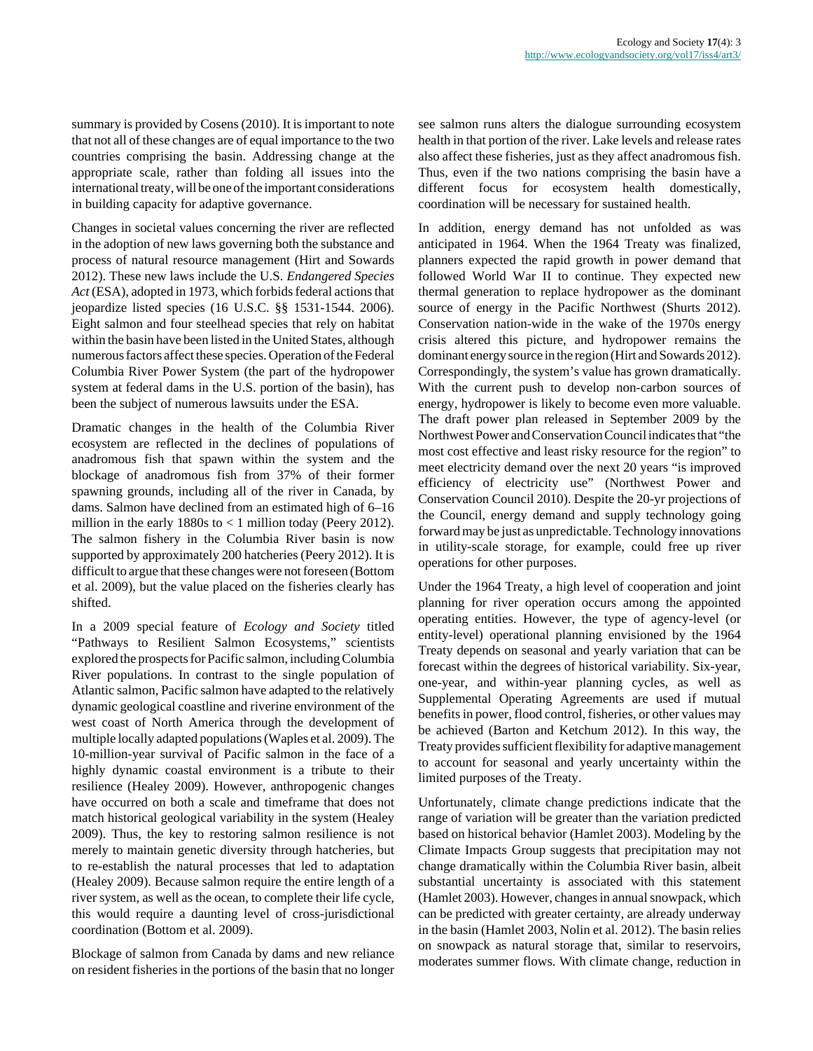summary is provided by Cosens (2010). It is important to note that not all of these changes are of equal importance to the two countries comprising the basin. Addressing change at the appropriate scale, rather than folding all issues into the international treaty, will be one of the important considerations in building capacity for adaptive governance.

Changes in societal values concerning the river are reflected in the adoption of new laws governing both the substance and process of natural resource management (Hirt and Sowards 2012). These new laws include the U.S. *Endangered Species Act* (ESA), adopted in 1973, which forbids federal actions that jeopardize listed species (16 U.S.C. §§ 1531-1544. 2006). Eight salmon and four steelhead species that rely on habitat within the basin have been listed in the United States, although numerous factors affect these species. Operation of the Federal Columbia River Power System (the part of the hydropower system at federal dams in the U.S. portion of the basin), has been the subject of numerous lawsuits under the ESA.

Dramatic changes in the health of the Columbia River ecosystem are reflected in the declines of populations of anadromous fish that spawn within the system and the blockage of anadromous fish from 37% of their former spawning grounds, including all of the river in Canada, by dams. Salmon have declined from an estimated high of 6–16 million in the early 1880s to < 1 million today (Peery 2012). The salmon fishery in the Columbia River basin is now supported by approximately 200 hatcheries (Peery 2012). It is difficult to argue that these changes were not foreseen (Bottom et al. 2009), but the value placed on the fisheries clearly has shifted.

In a 2009 special feature of *Ecology and Society* titled "Pathways to Resilient Salmon Ecosystems," scientists explored the prospects for Pacific salmon, including Columbia River populations. In contrast to the single population of Atlantic salmon, Pacific salmon have adapted to the relatively dynamic geological coastline and riverine environment of the west coast of North America through the development of multiple locally adapted populations (Waples et al. 2009). The 10-million-year survival of Pacific salmon in the face of a highly dynamic coastal environment is a tribute to their resilience (Healey 2009). However, anthropogenic changes have occurred on both a scale and timeframe that does not match historical geological variability in the system (Healey 2009). Thus, the key to restoring salmon resilience is not merely to maintain genetic diversity through hatcheries, but to re-establish the natural processes that led to adaptation (Healey 2009). Because salmon require the entire length of a river system, as well as the ocean, to complete their life cycle, this would require a daunting level of cross-jurisdictional coordination (Bottom et al. 2009).

Blockage of salmon from Canada by dams and new reliance on resident fisheries in the portions of the basin that no longer see salmon runs alters the dialogue surrounding ecosystem health in that portion of the river. Lake levels and release rates also affect these fisheries, just as they affect anadromous fish. Thus, even if the two nations comprising the basin have a different focus for ecosystem health domestically, coordination will be necessary for sustained health.

In addition, energy demand has not unfolded as was anticipated in 1964. When the 1964 Treaty was finalized, planners expected the rapid growth in power demand that followed World War II to continue. They expected new thermal generation to replace hydropower as the dominant source of energy in the Pacific Northwest (Shurts 2012). Conservation nation-wide in the wake of the 1970s energy crisis altered this picture, and hydropower remains the dominant energy source in the region (Hirt and Sowards 2012). Correspondingly, the system's value has grown dramatically. With the current push to develop non-carbon sources of energy, hydropower is likely to become even more valuable. The draft power plan released in September 2009 by the Northwest Power and Conservation Council indicates that "the most cost effective and least risky resource for the region" to meet electricity demand over the next 20 years "is improved efficiency of electricity use" (Northwest Power and Conservation Council 2010). Despite the 20-yr projections of the Council, energy demand and supply technology going forward may be just as unpredictable. Technology innovations in utility-scale storage, for example, could free up river operations for other purposes.

Under the 1964 Treaty, a high level of cooperation and joint planning for river operation occurs among the appointed operating entities. However, the type of agency-level (or entity-level) operational planning envisioned by the 1964 Treaty depends on seasonal and yearly variation that can be forecast within the degrees of historical variability. Six-year, one-year, and within-year planning cycles, as well as Supplemental Operating Agreements are used if mutual benefits in power, flood control, fisheries, or other values may be achieved (Barton and Ketchum 2012). In this way, the Treaty provides sufficient flexibility for adaptive management to account for seasonal and yearly uncertainty within the limited purposes of the Treaty.

Unfortunately, climate change predictions indicate that the range of variation will be greater than the variation predicted based on historical behavior (Hamlet 2003). Modeling by the Climate Impacts Group suggests that precipitation may not change dramatically within the Columbia River basin, albeit substantial uncertainty is associated with this statement (Hamlet 2003). However, changes in annual snowpack, which can be predicted with greater certainty, are already underway in the basin (Hamlet 2003, Nolin et al. 2012). The basin relies on snowpack as natural storage that, similar to reservoirs, moderates summer flows. With climate change, reduction in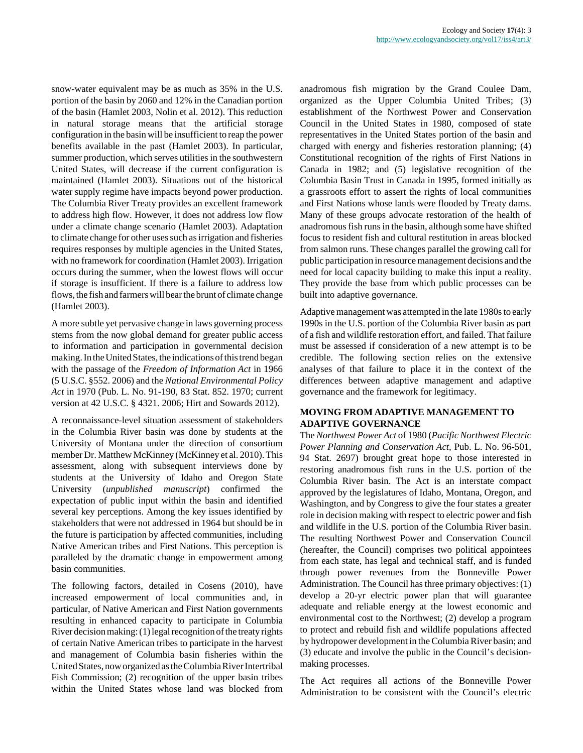snow-water equivalent may be as much as 35% in the U.S. portion of the basin by 2060 and 12% in the Canadian portion of the basin (Hamlet 2003, Nolin et al. 2012). This reduction in natural storage means that the artificial storage configuration in the basin will be insufficient to reap the power benefits available in the past (Hamlet 2003). In particular, summer production, which serves utilities in the southwestern United States, will decrease if the current configuration is maintained (Hamlet 2003). Situations out of the historical water supply regime have impacts beyond power production. The Columbia River Treaty provides an excellent framework to address high flow. However, it does not address low flow under a climate change scenario (Hamlet 2003). Adaptation to climate change for other uses such as irrigation and fisheries requires responses by multiple agencies in the United States, with no framework for coordination (Hamlet 2003). Irrigation occurs during the summer, when the lowest flows will occur if storage is insufficient. If there is a failure to address low flows, the fish and farmers will bear the brunt of climate change (Hamlet 2003).

A more subtle yet pervasive change in laws governing process stems from the now global demand for greater public access to information and participation in governmental decision making. In the United States, the indications of this trend began with the passage of the *Freedom of Information Act* in 1966 (5 U.S.C. §552. 2006) and the *National Environmental Policy Act* in 1970 (Pub. L. No. 91-190, 83 Stat. 852. 1970; current version at 42 U.S.C. § 4321. 2006; Hirt and Sowards 2012).

A reconnaissance-level situation assessment of stakeholders in the Columbia River basin was done by students at the University of Montana under the direction of consortium member Dr. Matthew McKinney (McKinney et al. 2010). This assessment, along with subsequent interviews done by students at the University of Idaho and Oregon State University (*unpublished manuscript*) confirmed the expectation of public input within the basin and identified several key perceptions. Among the key issues identified by stakeholders that were not addressed in 1964 but should be in the future is participation by affected communities, including Native American tribes and First Nations. This perception is paralleled by the dramatic change in empowerment among basin communities.

The following factors, detailed in Cosens (2010), have increased empowerment of local communities and, in particular, of Native American and First Nation governments resulting in enhanced capacity to participate in Columbia River decision making: (1) legal recognition of the treaty rights of certain Native American tribes to participate in the harvest and management of Columbia basin fisheries within the United States, now organized as the Columbia River Intertribal Fish Commission; (2) recognition of the upper basin tribes within the United States whose land was blocked from anadromous fish migration by the Grand Coulee Dam, organized as the Upper Columbia United Tribes; (3) establishment of the Northwest Power and Conservation Council in the United States in 1980, composed of state representatives in the United States portion of the basin and charged with energy and fisheries restoration planning; (4) Constitutional recognition of the rights of First Nations in Canada in 1982; and (5) legislative recognition of the Columbia Basin Trust in Canada in 1995, formed initially as a grassroots effort to assert the rights of local communities and First Nations whose lands were flooded by Treaty dams. Many of these groups advocate restoration of the health of anadromous fish runs in the basin, although some have shifted focus to resident fish and cultural restitution in areas blocked from salmon runs. These changes parallel the growing call for public participation in resource management decisions and the need for local capacity building to make this input a reality. They provide the base from which public processes can be built into adaptive governance.

Adaptive management was attempted in the late 1980s to early 1990s in the U.S. portion of the Columbia River basin as part of a fish and wildlife restoration effort, and failed. That failure must be assessed if consideration of a new attempt is to be credible. The following section relies on the extensive analyses of that failure to place it in the context of the differences between adaptive management and adaptive governance and the framework for legitimacy.

## MOVING FROM ADAPTIVE MANAGEMENT TO ADAPTIVE GOVERNANCE

The *Northwest Power Act* of 1980 (*Pacific Northwest Electric Power Planning and Conservation Act*, Pub. L. No. 96-501, 94 Stat. 2697) brought great hope to those interested in restoring anadromous fish runs in the U.S. portion of the Columbia River basin. The Act is an interstate compact approved by the legislatures of Idaho, Montana, Oregon, and Washington, and by Congress to give the four states a greater role in decision making with respect to electric power and fish and wildlife in the U.S. portion of the Columbia River basin. The resulting Northwest Power and Conservation Council (hereafter, the Council) comprises two political appointees from each state, has legal and technical staff, and is funded through power revenues from the Bonneville Power Administration. The Council has three primary objectives: (1) develop a 20-yr electric power plan that will guarantee adequate and reliable energy at the lowest economic and environmental cost to the Northwest; (2) develop a program to protect and rebuild fish and wildlife populations affected by hydropower development in the Columbia River basin; and (3) educate and involve the public in the Council's decision-making processes.

The Act requires all actions of the Bonneville Power Administration to be consistent with the Council's electric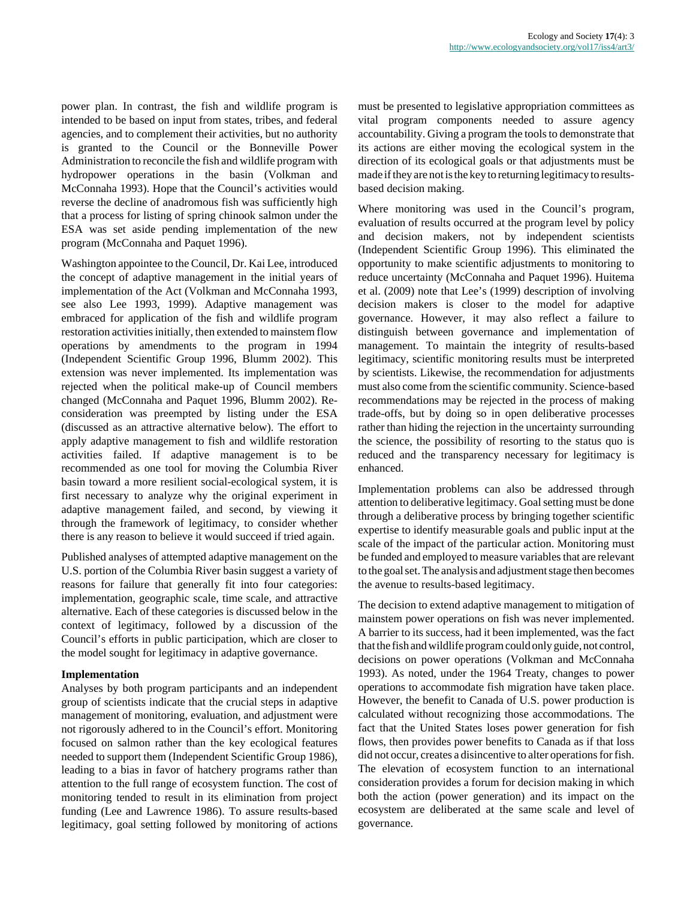power plan. In contrast, the fish and wildlife program is intended to be based on input from states, tribes, and federal agencies, and to complement their activities, but no authority is granted to the Council or the Bonneville Power Administration to reconcile the fish and wildlife program with hydropower operations in the basin (Volkman and McConnaha 1993). Hope that the Council's activities would reverse the decline of anadromous fish was sufficiently high that a process for listing of spring chinook salmon under the ESA was set aside pending implementation of the new program (McConnaha and Paquet 1996).

Washington appointee to the Council, Dr. Kai Lee, introduced the concept of adaptive management in the initial years of implementation of the Act (Volkman and McConnaha 1993, see also Lee 1993, 1999). Adaptive management was embraced for application of the fish and wildlife program restoration activities initially, then extended to mainstem flow operations by amendments to the program in 1994 (Independent Scientific Group 1996, Blumm 2002). This extension was never implemented. Its implementation was rejected when the political make-up of Council members changed (McConnaha and Paquet 1996, Blumm 2002). Re-consideration was preempted by listing under the ESA (discussed as an attractive alternative below). The effort to apply adaptive management to fish and wildlife restoration activities failed. If adaptive management is to be recommended as one tool for moving the Columbia River basin toward a more resilient social-ecological system, it is first necessary to analyze why the original experiment in adaptive management failed, and second, by viewing it through the framework of legitimacy, to consider whether there is any reason to believe it would succeed if tried again.

Published analyses of attempted adaptive management on the U.S. portion of the Columbia River basin suggest a variety of reasons for failure that generally fit into four categories: implementation, geographic scale, time scale, and attractive alternative. Each of these categories is discussed below in the context of legitimacy, followed by a discussion of the Council's efforts in public participation, which are closer to the model sought for legitimacy in adaptive governance.

### Implementation

Analyses by both program participants and an independent group of scientists indicate that the crucial steps in adaptive management of monitoring, evaluation, and adjustment were not rigorously adhered to in the Council's effort. Monitoring focused on salmon rather than the key ecological features needed to support them (Independent Scientific Group 1986), leading to a bias in favor of hatchery programs rather than attention to the full range of ecosystem function. The cost of monitoring tended to result in its elimination from project funding (Lee and Lawrence 1986). To assure results-based legitimacy, goal setting followed by monitoring of actions must be presented to legislative appropriation committees as vital program components needed to assure agency accountability. Giving a program the tools to demonstrate that its actions are either moving the ecological system in the direction of its ecological goals or that adjustments must be made if they are not is the key to returning legitimacy to results-based decision making.

Where monitoring was used in the Council's program, evaluation of results occurred at the program level by policy and decision makers, not by independent scientists (Independent Scientific Group 1996). This eliminated the opportunity to make scientific adjustments to monitoring to reduce uncertainty (McConnaha and Paquet 1996). Huitema et al. (2009) note that Lee's (1999) description of involving decision makers is closer to the model for adaptive governance. However, it may also reflect a failure to distinguish between governance and implementation of management. To maintain the integrity of results-based legitimacy, scientific monitoring results must be interpreted by scientists. Likewise, the recommendation for adjustments must also come from the scientific community. Science-based recommendations may be rejected in the process of making trade-offs, but by doing so in open deliberative processes rather than hiding the rejection in the uncertainty surrounding the science, the possibility of resorting to the status quo is reduced and the transparency necessary for legitimacy is enhanced.

Implementation problems can also be addressed through attention to deliberative legitimacy. Goal setting must be done through a deliberative process by bringing together scientific expertise to identify measurable goals and public input at the scale of the impact of the particular action. Monitoring must be funded and employed to measure variables that are relevant to the goal set. The analysis and adjustment stage then becomes the avenue to results-based legitimacy.

The decision to extend adaptive management to mitigation of mainstem power operations on fish was never implemented. A barrier to its success, had it been implemented, was the fact that the fish and wildlife program could only guide, not control, decisions on power operations (Volkman and McConnaha 1993). As noted, under the 1964 Treaty, changes to power operations to accommodate fish migration have taken place. However, the benefit to Canada of U.S. power production is calculated without recognizing those accommodations. The fact that the United States loses power generation for fish flows, then provides power benefits to Canada as if that loss did not occur, creates a disincentive to alter operations for fish. The elevation of ecosystem function to an international consideration provides a forum for decision making in which both the action (power generation) and its impact on the ecosystem are deliberated at the same scale and level of governance.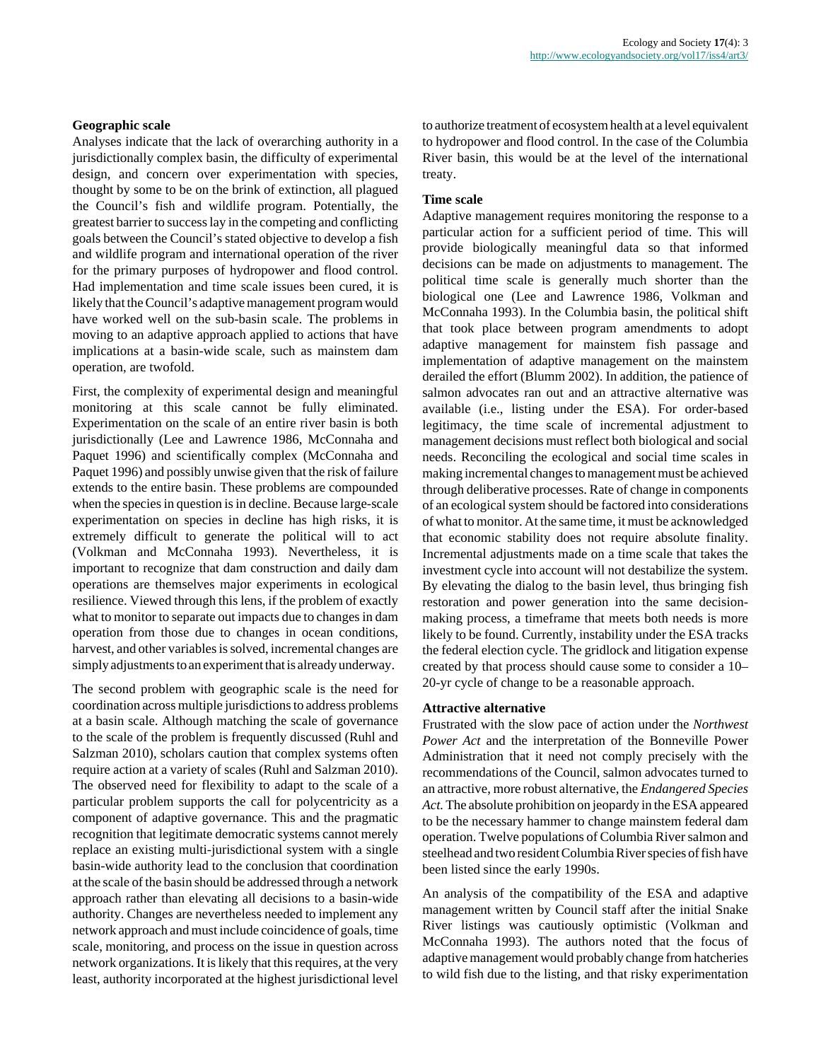### Geographic scale

Analyses indicate that the lack of overarching authority in a jurisdictionally complex basin, the difficulty of experimental design, and concern over experimentation with species, thought by some to be on the brink of extinction, all plagued the Council's fish and wildlife program. Potentially, the greatest barrier to success lay in the competing and conflicting goals between the Council's stated objective to develop a fish and wildlife program and international operation of the river for the primary purposes of hydropower and flood control. Had implementation and time scale issues been cured, it is likely that the Council's adaptive management program would have worked well on the sub-basin scale. The problems in moving to an adaptive approach applied to actions that have implications at a basin-wide scale, such as mainstem dam operation, are twofold.

First, the complexity of experimental design and meaningful monitoring at this scale cannot be fully eliminated. Experimentation on the scale of an entire river basin is both jurisdictionally (Lee and Lawrence 1986, McConnaha and Paquet 1996) and scientifically complex (McConnaha and Paquet 1996) and possibly unwise given that the risk of failure extends to the entire basin. These problems are compounded when the species in question is in decline. Because large-scale experimentation on species in decline has high risks, it is extremely difficult to generate the political will to act (Volkman and McConnaha 1993). Nevertheless, it is important to recognize that dam construction and daily dam operations are themselves major experiments in ecological resilience. Viewed through this lens, if the problem of exactly what to monitor to separate out impacts due to changes in dam operation from those due to changes in ocean conditions, harvest, and other variables is solved, incremental changes are simply adjustments to an experiment that is already underway.

The second problem with geographic scale is the need for coordination across multiple jurisdictions to address problems at a basin scale. Although matching the scale of governance to the scale of the problem is frequently discussed (Ruhl and Salzman 2010), scholars caution that complex systems often require action at a variety of scales (Ruhl and Salzman 2010). The observed need for flexibility to adapt to the scale of a particular problem supports the call for polycentricity as a component of adaptive governance. This and the pragmatic recognition that legitimate democratic systems cannot merely replace an existing multi-jurisdictional system with a single basin-wide authority lead to the conclusion that coordination at the scale of the basin should be addressed through a network approach rather than elevating all decisions to a basin-wide authority. Changes are nevertheless needed to implement any network approach and must include coincidence of goals, time scale, monitoring, and process on the issue in question across network organizations. It is likely that this requires, at the very least, authority incorporated at the highest jurisdictional level to authorize treatment of ecosystem health at a level equivalent to hydropower and flood control. In the case of the Columbia River basin, this would be at the level of the international treaty.

### Time scale

Adaptive management requires monitoring the response to a particular action for a sufficient period of time. This will provide biologically meaningful data so that informed decisions can be made on adjustments to management. The political time scale is generally much shorter than the biological one (Lee and Lawrence 1986, Volkman and McConnaha 1993). In the Columbia basin, the political shift that took place between program amendments to adopt adaptive management for mainstem fish passage and implementation of adaptive management on the mainstem derailed the effort (Blumm 2002). In addition, the patience of salmon advocates ran out and an attractive alternative was available (i.e., listing under the ESA). For order-based legitimacy, the time scale of incremental adjustment to management decisions must reflect both biological and social needs. Reconciling the ecological and social time scales in making incremental changes to management must be achieved through deliberative processes. Rate of change in components of an ecological system should be factored into considerations of what to monitor. At the same time, it must be acknowledged that economic stability does not require absolute finality. Incremental adjustments made on a time scale that takes the investment cycle into account will not destabilize the system. By elevating the dialog to the basin level, thus bringing fish restoration and power generation into the same decision-making process, a timeframe that meets both needs is more likely to be found. Currently, instability under the ESA tracks the federal election cycle. The gridlock and litigation expense created by that process should cause some to consider a 10–20-yr cycle of change to be a reasonable approach.

### Attractive alternative

Frustrated with the slow pace of action under the *Northwest Power Act* and the interpretation of the Bonneville Power Administration that it need not comply precisely with the recommendations of the Council, salmon advocates turned to an attractive, more robust alternative, the *Endangered Species Act*. The absolute prohibition on jeopardy in the ESA appeared to be the necessary hammer to change mainstem federal dam operation. Twelve populations of Columbia River salmon and steelhead and two resident Columbia River species of fish have been listed since the early 1990s.

An analysis of the compatibility of the ESA and adaptive management written by Council staff after the initial Snake River listings was cautiously optimistic (Volkman and McConnaha 1993). The authors noted that the focus of adaptive management would probably change from hatcheries to wild fish due to the listing, and that risky experimentation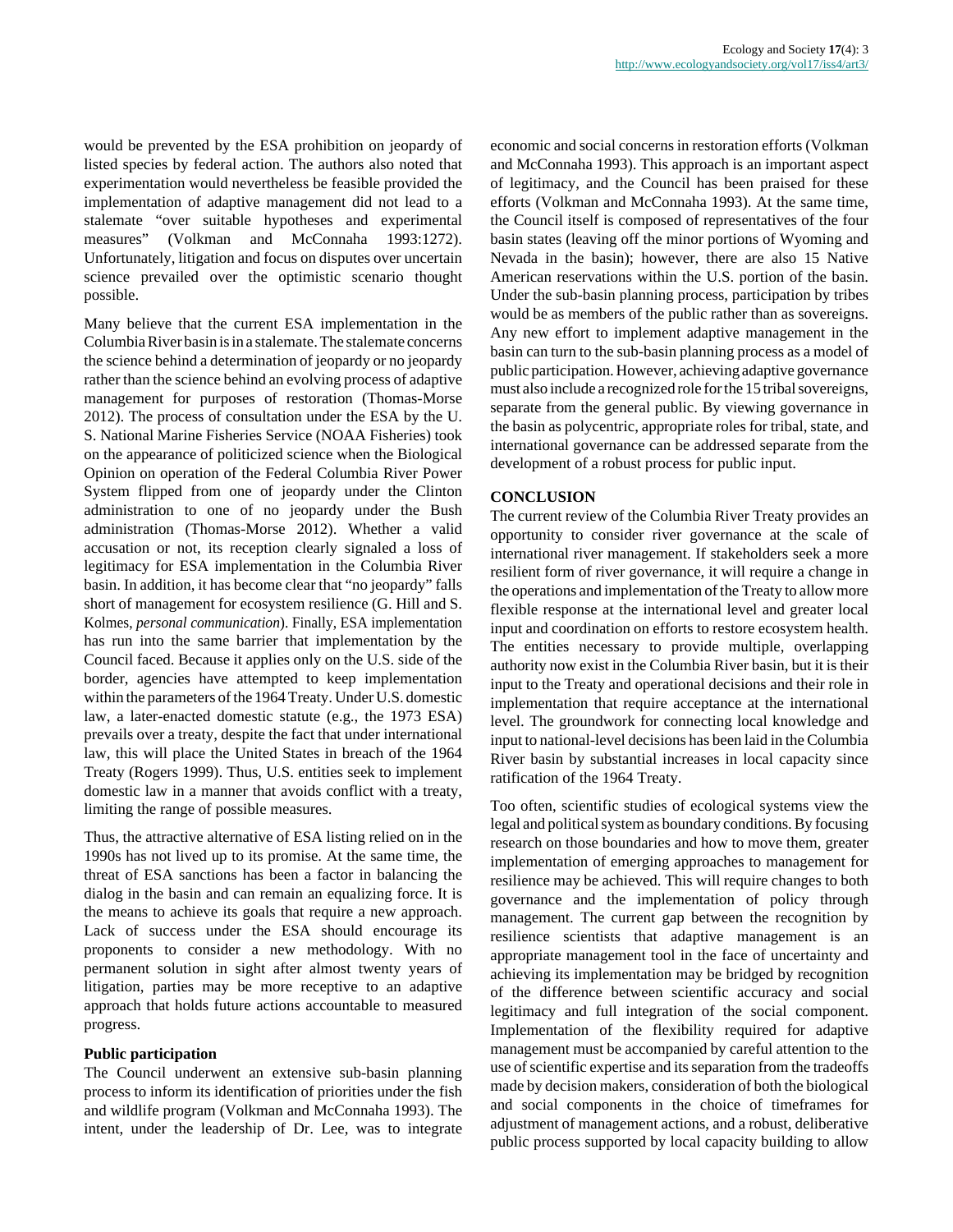would be prevented by the ESA prohibition on jeopardy of listed species by federal action. The authors also noted that experimentation would nevertheless be feasible provided the implementation of adaptive management did not lead to a stalemate "over suitable hypotheses and experimental measures" (Volkman and McConnaha 1993:1272). Unfortunately, litigation and focus on disputes over uncertain science prevailed over the optimistic scenario thought possible.

Many believe that the current ESA implementation in the Columbia River basin is in a stalemate. The stalemate concerns the science behind a determination of jeopardy or no jeopardy rather than the science behind an evolving process of adaptive management for purposes of restoration (Thomas-Morse 2012). The process of consultation under the ESA by the U. S. National Marine Fisheries Service (NOAA Fisheries) took on the appearance of politicized science when the Biological Opinion on operation of the Federal Columbia River Power System flipped from one of no jeopardy under the Clinton administration to one of no jeopardy under the Bush administration (Thomas-Morse 2012). Whether a valid accusation or not, its reception clearly signaled a loss of legitimacy for ESA implementation in the Columbia River basin. In addition, it has become clear that "no jeopardy" falls short of management for ecosystem resilience (G. Hill and S. Kolmes, *personal communication*). Finally, ESA implementation has run into the same barrier that implementation by the Council faced. Because it applies only on the U.S. side of the border, agencies have attempted to keep implementation within the parameters of the 1964 Treaty. Under U.S. domestic law, a later-enacted domestic statute (e.g., the 1973 ESA) prevails over a treaty, despite the fact that under international law, this will place the United States in breach of the 1964 Treaty (Rogers 1999). Thus, U.S. entities seek to implement domestic law in a manner that avoids conflict with a treaty, limiting the range of possible measures.

Thus, the attractive alternative of ESA listing relied on in the 1990s has not lived up to its promise. At the same time, the threat of ESA sanctions has been a factor in balancing the dialog in the basin and can remain an equalizing force. It is the means to achieve its goals that require a new approach. Lack of success under the ESA should encourage its proponents to consider a new methodology. With no permanent solution in sight after almost twenty years of litigation, parties may be more receptive to an adaptive approach that holds future actions accountable to measured progress.

### Public participation

The Council underwent an extensive sub-basin planning process to inform its identification of priorities under the fish and wildlife program (Volkman and McConnaha 1993). The intent, under the leadership of Dr. Lee, was to integrate economic and social concerns in restoration efforts (Volkman and McConnaha 1993). This approach is an important aspect of legitimacy, and the Council has been praised for these efforts (Volkman and McConnaha 1993). At the same time, the Council itself is composed of representatives of the four basin states (leaving off the minor portions of Wyoming and Nevada in the basin); however, there are also 15 Native American reservations within the U.S. portion of the basin. Under the sub-basin planning process, participation by tribes would be as members of the public rather than as sovereigns. Any new effort to implement adaptive management in the basin can turn to the sub-basin planning process as a model of public participation. However, achieving adaptive governance must also include a recognized role for the 15 tribal sovereigns, separate from the general public. By viewing governance in the basin as polycentric, appropriate roles for tribal, state, and international governance can be addressed separate from the development of a robust process for public input.

## CONCLUSION

The current review of the Columbia River Treaty provides an opportunity to consider river governance at the scale of international river management. If stakeholders seek a more resilient form of river governance, it will require a change in the operations and implementation of the Treaty to allow more flexible response at the international level and greater local input and coordination on efforts to restore ecosystem health. The entities necessary to provide multiple, overlapping authority now exist in the Columbia River basin, but it is their input to the Treaty and operational decisions and their role in implementation that require acceptance at the international level. The groundwork for connecting local knowledge and input to national-level decisions has been laid in the Columbia River basin by substantial increases in local capacity since ratification of the 1964 Treaty.

Too often, scientific studies of ecological systems view the legal and political system as boundary conditions. By focusing research on those boundaries and how to move them, greater implementation of emerging approaches to management for resilience may be achieved. This will require changes to both governance and the implementation of policy through management. The current gap between the recognition by resilience scientists that adaptive management is an appropriate management tool in the face of uncertainty and achieving its implementation may be bridged by recognition of the difference between scientific accuracy and social legitimacy and full integration of the social component. Implementation of the flexibility required for adaptive management must be accompanied by careful attention to the use of scientific expertise and its separation from the tradeoffs made by decision makers, consideration of both the biological and social components in the choice of timeframes for adjustment of management actions, and a robust, deliberative public process supported by local capacity building to allow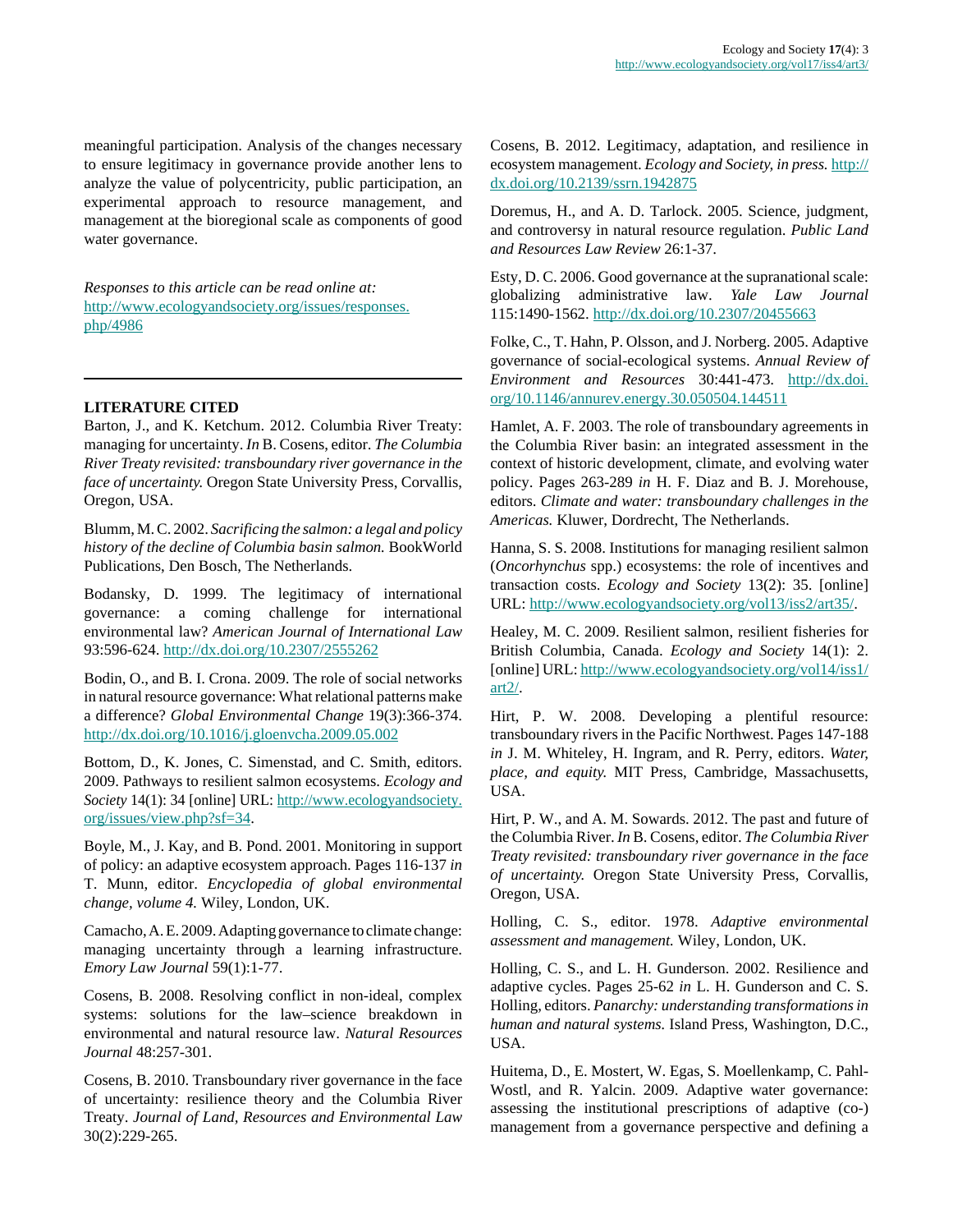meaningful participation. Analysis of the changes necessary to ensure legitimacy in governance provide another lens to analyze the value of polycentricity, public participation, an experimental approach to resource management, and management at the bioregional scale as components of good water governance.

*Responses to this article can be read online at:* [http://www.ecologyandsociety.org/issues/responses.php/4986](http://www.ecologyandsociety.org/issues/responses.php/4986)

## LITERATURE CITED

Barton, J., and K. Ketchum. 2012. Columbia River Treaty: managing for uncertainty. *In* B. Cosens, editor. *The Columbia River Treaty revisited: transboundary river governance in the face of uncertainty.* Oregon State University Press, Corvallis, Oregon, USA.

Blumm, M. C. 2002. *Sacrificing the salmon: a legal and policy history of the decline of Columbia basin salmon.* BookWorld Publications, Den Bosch, The Netherlands.

Bodansky, D. 1999. The legitimacy of international governance: a coming challenge for international environmental law? *American Journal of International Law* 93:596-624. [http://dx.doi.org/10.2307/2555262](http://dx.doi.org/10.2307/2555262)

Bodin, O., and B. I. Crona. 2009. The role of social networks in natural resource governance: What relational patterns make a difference? *Global Environmental Change* 19(3):366-374. [http://dx.doi.org/10.1016/j.gloenvcha.2009.05.002](http://dx.doi.org/10.1016/j.gloenvcha.2009.05.002)

Bottom, D., K. Jones, C. Simenstad, and C. Smith, editors. 2009. Pathways to resilient salmon ecosystems. *Ecology and Society* 14(1): 34 [online] URL: [http://www.ecologyandsociety.org/issues/view.php?sf=34](http://www.ecologyandsociety.org/issues/view.php?sf=34).

Boyle, M., J. Kay, and B. Pond. 2001. Monitoring in support of policy: an adaptive ecosystem approach. Pages 116-137 *in* T. Munn, editor. *Encyclopedia of global environmental change, volume 4.* Wiley, London, UK.

Camacho, A. E. 2009. Adapting governance to climate change: managing uncertainty through a learning infrastructure. *Emory Law Journal* 59(1):1-77.

Cosens, B. 2008. Resolving conflict in non-ideal, complex systems: solutions for the law–science breakdown in environmental and natural resource law. *Natural Resources Journal* 48:257-301.

Cosens, B. 2010. Transboundary river governance in the face of uncertainty: resilience theory and the Columbia River Treaty. *Journal of Land, Resources and Environmental Law* 30(2):229-265.

Cosens, B. 2012. Legitimacy, adaptation, and resilience in ecosystem management. *Ecology and Society, in press.* [http://dx.doi.org/10.2139/ssrn.1942875](http://dx.doi.org/10.2139/ssrn.1942875)

Doremus, H., and A. D. Tarlock. 2005. Science, judgment, and controversy in natural resource regulation. *Public Land and Resources Law Review* 26:1-37.

Esty, D. C. 2006. Good governance at the supranational scale: globalizing administrative law. *Yale Law Journal* 115:1490-1562. [http://dx.doi.org/10.2307/20455663](http://dx.doi.org/10.2307/20455663)

Folke, C., T. Hahn, P. Olsson, and J. Norberg. 2005. Adaptive governance of social-ecological systems. *Annual Review of Environment and Resources* 30:441-473. [http://dx.doi.org/10.1146/annurev.energy.30.050504.144511](http://dx.doi.org/10.1146/annurev.energy.30.050504.144511)

Hamlet, A. F. 2003. The role of transboundary agreements in the Columbia River basin: an integrated assessment in the context of historic development, climate, and evolving water policy. Pages 263-289 *in* H. F. Diaz and B. J. Morehouse, editors. *Climate and water: transboundary challenges in the Americas.* Kluwer, Dordrecht, The Netherlands.

Hanna, S. S. 2008. Institutions for managing resilient salmon (*Oncorhynchus* spp.) ecosystems: the role of incentives and transaction costs. *Ecology and Society* 13(2): 35. [online] URL: [http://www.ecologyandsociety.org/vol13/iss2/art35/](http://www.ecologyandsociety.org/vol13/iss2/art35/).

Healey, M. C. 2009. Resilient salmon, resilient fisheries for British Columbia, Canada. *Ecology and Society* 14(1): 2. [online] URL: [http://www.ecologyandsociety.org/vol14/iss1/art2/](http://www.ecologyandsociety.org/vol14/iss1/art2/).

Hirt, P. W. 2008. Developing a plentiful resource: transboundary rivers in the Pacific Northwest. Pages 147-188 *in* J. M. Whiteley, H. Ingram, and R. Perry, editors. *Water, place, and equity.* MIT Press, Cambridge, Massachusetts, USA.

Hirt, P. W., and A. M. Sowards. 2012. The past and future of the Columbia River. *In* B. Cosens, editor. *The Columbia River Treaty revisited: transboundary river governance in the face of uncertainty.* Oregon State University Press, Corvallis, Oregon, USA.

Holling, C. S., editor. 1978. *Adaptive environmental assessment and management.* Wiley, London, UK.

Holling, C. S., and L. H. Gunderson. 2002. Resilience and adaptive cycles. Pages 25-62 *in* L. H. Gunderson and C. S. Holling, editors. *Panarchy: understanding transformations in human and natural systems.* Island Press, Washington, D.C., USA.

Huitema, D., E. Mostert, W. Egas, S. Moellenkamp, C. Pahl-Wostl, and R. Yalcin. 2009. Adaptive water governance: assessing the institutional prescriptions of adaptive (co-) management from a governance perspective and defining a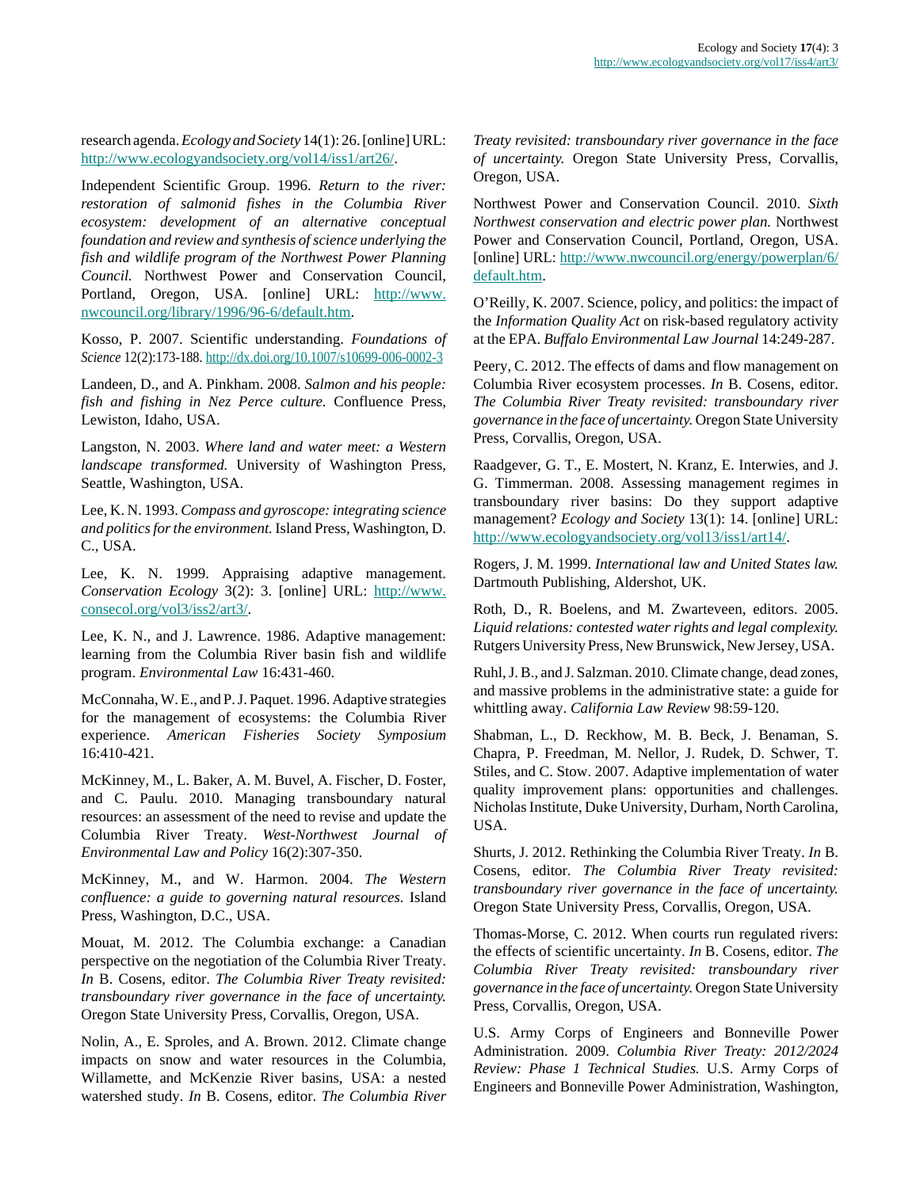research agenda. *Ecology and Society* 14(1): 26. [online] URL: http://www.ecologyandsociety.org/vol14/iss1/art26/.

Independent Scientific Group. 1996. *Return to the river: restoration of salmonid fishes in the Columbia River ecosystem: development of an alternative conceptual foundation and review and synthesis of science underlying the fish and wildlife program of the Northwest Power Planning Council.* Northwest Power and Conservation Council, Portland, Oregon, USA. [online] URL: http://www.nwcouncil.org/library/1996/96-6/default.htm.

Kosso, P. 2007. Scientific understanding. *Foundations of Science* 12(2):173-188. http://dx.doi.org/10.1007/s10699-006-0002-3

Landeen, D., and A. Pinkham. 2008. *Salmon and his people: fish and fishing in Nez Perce culture.* Confluence Press, Lewiston, Idaho, USA.

Langston, N. 2003. *Where land and water meet: a Western landscape transformed.* University of Washington Press, Seattle, Washington, USA.

Lee, K. N. 1993. *Compass and gyroscope: integrating science and politics for the environment.* Island Press, Washington, D. C., USA.

Lee, K. N. 1999. Appraising adaptive management. *Conservation Ecology* 3(2): 3. [online] URL: http://www.consecol.org/vol3/iss2/art3/.

Lee, K. N., and J. Lawrence. 1986. Adaptive management: learning from the Columbia River basin fish and wildlife program. *Environmental Law* 16:431-460.

McConnaha, W. E., and P. J. Paquet. 1996. Adaptive strategies for the management of ecosystems: the Columbia River experience. *American Fisheries Society Symposium* 16:410-421.

McKinney, M., L. Baker, A. M. Buvel, A. Fischer, D. Foster, and C. Paulu. 2010. Managing transboundary natural resources: an assessment of the need to revise and update the Columbia River Treaty. *West-Northwest Journal of Environmental Law and Policy* 16(2):307-350.

McKinney, M., and W. Harmon. 2004. *The Western confluence: a guide to governing natural resources.* Island Press, Washington, D.C., USA.

Mouat, M. 2012. The Columbia exchange: a Canadian perspective on the negotiation of the Columbia River Treaty. *In* B. Cosens, editor. *The Columbia River Treaty revisited: transboundary river governance in the face of uncertainty.* Oregon State University Press, Corvallis, Oregon, USA.

Nolin, A., E. Sproles, and A. Brown. 2012. Climate change impacts on snow and water resources in the Columbia, Willamette, and McKenzie River basins, USA: a nested watershed study. *In* B. Cosens, editor. *The Columbia River Treaty revisited: transboundary river governance in the face of uncertainty.* Oregon State University Press, Corvallis, Oregon, USA.

Northwest Power and Conservation Council. 2010. *Sixth Northwest conservation and electric power plan.* Northwest Power and Conservation Council, Portland, Oregon, USA. [online] URL: http://www.nwcouncil.org/energy/powerplan/6/default.htm.

O'Reilly, K. 2007. Science, policy, and politics: the impact of the *Information Quality Act* on risk-based regulatory activity at the EPA. *Buffalo Environmental Law Journal* 14:249-287.

Peery, C. 2012. The effects of dams and flow management on Columbia River ecosystem processes. *In* B. Cosens, editor. *The Columbia River Treaty revisited: transboundary river governance in the face of uncertainty.* Oregon State University Press, Corvallis, Oregon, USA.

Raadgever, G. T., E. Mostert, N. Kranz, E. Interwies, and J. G. Timmerman. 2008. Assessing management regimes in transboundary river basins: Do they support adaptive management? *Ecology and Society* 13(1): 14. [online] URL: http://www.ecologyandsociety.org/vol13/iss1/art14/.

Rogers, J. M. 1999. *International law and United States law.* Dartmouth Publishing, Aldershot, UK.

Roth, D., R. Boelens, and M. Zwarteveen, editors. 2005. *Liquid relations: contested water rights and legal complexity.* Rutgers University Press, New Brunswick, New Jersey, USA.

Ruhl, J. B., and J. Salzman. 2010. Climate change, dead zones, and massive problems in the administrative state: a guide for whittling away. *California Law Review* 98:59-120.

Shabman, L., D. Reckhow, M. B. Beck, J. Benaman, S. Chapra, P. Freedman, M. Nellor, J. Rudek, D. Schwer, T. Stiles, and C. Stow. 2007. Adaptive implementation of water quality improvement plans: opportunities and challenges. Nicholas Institute, Duke University, Durham, North Carolina, USA.

Shurts, J. 2012. Rethinking the Columbia River Treaty. *In* B. Cosens, editor. *The Columbia River Treaty revisited: transboundary river governance in the face of uncertainty.* Oregon State University Press, Corvallis, Oregon, USA.

Thomas-Morse, C. 2012. When courts run regulated rivers: the effects of scientific uncertainty. *In* B. Cosens, editor. *The Columbia River Treaty revisited: transboundary river governance in the face of uncertainty.* Oregon State University Press, Corvallis, Oregon, USA.

U.S. Army Corps of Engineers and Bonneville Power Administration. 2009. *Columbia River Treaty: 2012/2024 Review: Phase 1 Technical Studies.* U.S. Army Corps of Engineers and Bonneville Power Administration, Washington,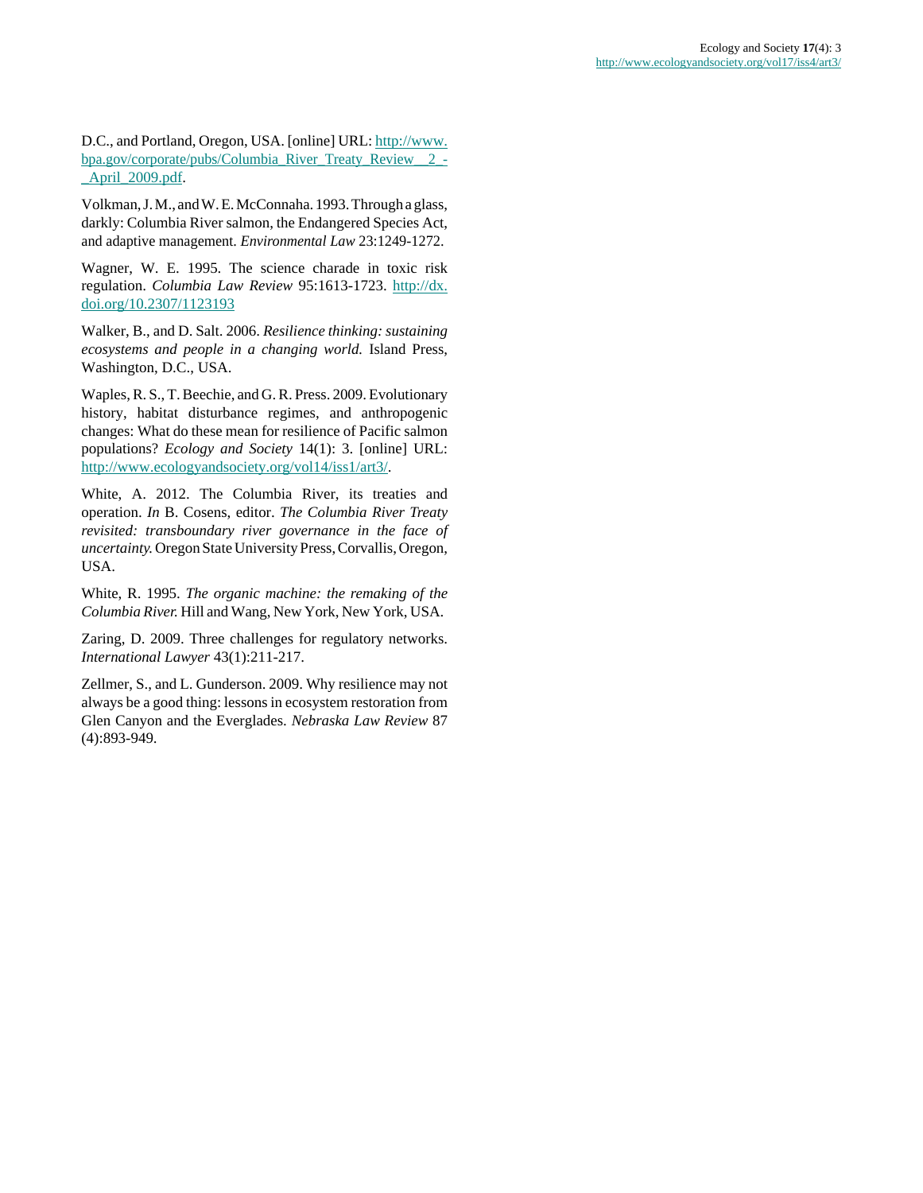D.C., and Portland, Oregon, USA. [online] URL: http://www.bpa.gov/corporate/pubs/Columbia_River_Treaty_Review__2_-_April_2009.pdf.

Volkman, J. M., and W. E. McConnaha. 1993. Through a glass, darkly: Columbia River salmon, the Endangered Species Act, and adaptive management. *Environmental Law* 23:1249-1272.

Wagner, W. E. 1995. The science charade in toxic risk regulation. *Columbia Law Review* 95:1613-1723. http://dx.doi.org/10.2307/1123193

Walker, B., and D. Salt. 2006. *Resilience thinking: sustaining ecosystems and people in a changing world.* Island Press, Washington, D.C., USA.

Waples, R. S., T. Beechie, and G. R. Press. 2009. Evolutionary history, habitat disturbance regimes, and anthropogenic changes: What do these mean for resilience of Pacific salmon populations? *Ecology and Society* 14(1): 3. [online] URL: http://www.ecologyandsociety.org/vol14/iss1/art3/.

White, A. 2012. The Columbia River, its treaties and operation. *In* B. Cosens, editor. *The Columbia River Treaty revisited: transboundary river governance in the face of uncertainty.* Oregon State University Press, Corvallis, Oregon, USA.

White, R. 1995. *The organic machine: the remaking of the Columbia River.* Hill and Wang, New York, New York, USA.

Zaring, D. 2009. Three challenges for regulatory networks. *International Lawyer* 43(1):211-217.

Zellmer, S., and L. Gunderson. 2009. Why resilience may not always be a good thing: lessons in ecosystem restoration from Glen Canyon and the Everglades. *Nebraska Law Review* 87 (4):893-949.